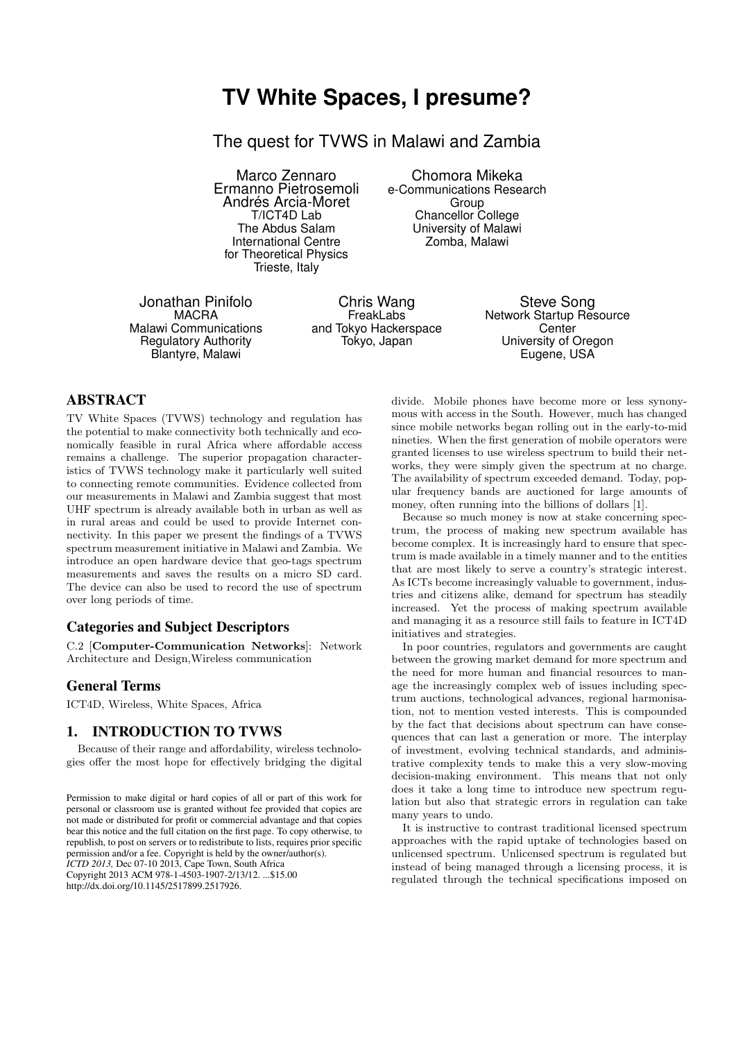# TV White Spaces, I presume?

## The quest for TVWS in Malawi and Zambia

Marco Zennaro
Ermanno Pietrosemoli
Andrés Arcia-Moret
T/ICT4D Lab
The Abdus Salam
International Centre
for Theoretical Physics
Trieste, Italy

Chomora Mikeka
e-Communications Research
Group
Chancellor College
University of Malawi
Zomba, Malawi

Jonathan Pinifolo
MACRA
Malawi Communications
Regulatory Authority
Blantyre, Malawi

Chris Wang
FreakLabs
and Tokyo Hackerspace
Tokyo, Japan

Steve Song
Network Startup Resource
Center
University of Oregon
Eugene, USA

## ABSTRACT

TV White Spaces (TVWS) technology and regulation has the potential to make connectivity both technically and economically feasible in rural Africa where affordable access remains a challenge. The superior propagation characteristics of TVWS technology make it particularly well suited to connecting remote communities. Evidence collected from our measurements in Malawi and Zambia suggest that most UHF spectrum is already available both in urban as well as in rural areas and could be used to provide Internet connectivity. In this paper we present the findings of a TVWS spectrum measurement initiative in Malawi and Zambia. We introduce an open hardware device that geo-tags spectrum measurements and saves the results on a micro SD card. The device can also be used to record the use of spectrum over long periods of time.

### Categories and Subject Descriptors

C.2 [**Computer-Communication Networks**]: Network Architecture and Design,Wireless communication

### General Terms

ICT4D, Wireless, White Spaces, Africa

## 1. INTRODUCTION TO TVWS

Because of their range and affordability, wireless technologies offer the most hope for effectively bridging the digital divide. Mobile phones have become more or less synonymous with access in the South. However, much has changed since mobile networks began rolling out in the early-to-mid nineties. When the first generation of mobile operators were granted licenses to use wireless spectrum to build their networks, they were simply given the spectrum at no charge. The availability of spectrum exceeded demand. Today, popular frequency bands are auctioned for large amounts of money, often running into the billions of dollars [1].

Because so much money is now at stake concerning spectrum, the process of making new spectrum available has become complex. It is increasingly hard to ensure that spectrum is made available in a timely manner and to the entities that are most likely to serve a country's strategic interest. As ICTs become increasingly valuable to government, industries and citizens alike, demand for spectrum has steadily increased. Yet the process of making spectrum available and managing it as a resource still fails to feature in ICT4D initiatives and strategies.

In poor countries, regulators and governments are caught between the growing market demand for more spectrum and the need for more human and financial resources to manage the increasingly complex web of issues including spectrum auctions, technological advances, regional harmonisation, not to mention vested interests. This is compounded by the fact that decisions about spectrum can have consequences that can last a generation or more. The interplay of investment, evolving technical standards, and administrative complexity tends to make this a very slow-moving decision-making environment. This means that not only does it take a long time to introduce new spectrum regulation but also that strategic errors in regulation can take many years to undo.

It is instructive to contrast traditional licensed spectrum approaches with the rapid uptake of technologies based on unlicensed spectrum. Unlicensed spectrum is regulated but instead of being managed through a licensing process, it is regulated through the technical specifications imposed on

Permission to make digital or hard copies of all or part of this work for personal or classroom use is granted without fee provided that copies are not made or distributed for profit or commercial advantage and that copies bear this notice and the full citation on the first page. To copy otherwise, to republish, to post on servers or to redistribute to lists, requires prior specific permission and/or a fee. Copyright is held by the owner/author(s).
*ICTD 2013,* Dec 07-10 2013, Cape Town, South Africa
Copyright 2013 ACM 978-1-4503-1907-2/13/12. ...$15.00
http://dx.doi.org/10.1145/2517899.2517926.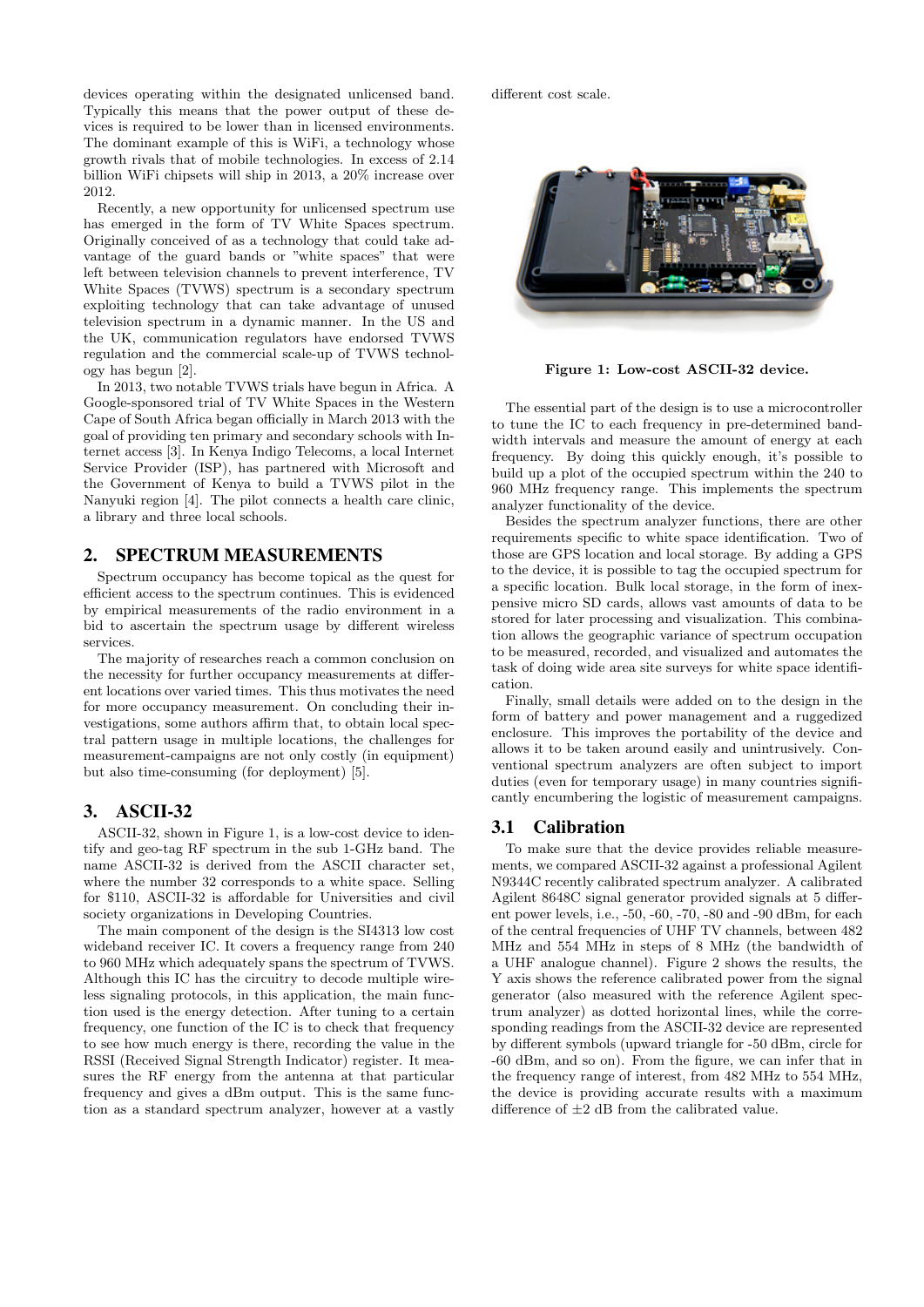devices operating within the designated unlicensed band. Typically this means that the power output of these devices is required to be lower than in licensed environments. The dominant example of this is WiFi, a technology whose growth rivals that of mobile technologies. In excess of 2.14 billion WiFi chipsets will ship in 2013, a 20% increase over 2012.

Recently, a new opportunity for unlicensed spectrum use has emerged in the form of TV White Spaces spectrum. Originally conceived of as a technology that could take advantage of the guard bands or "white spaces" that were left between television channels to prevent interference, TV White Spaces (TVWS) spectrum is a secondary spectrum exploiting technology that can take advantage of unused television spectrum in a dynamic manner. In the US and the UK, communication regulators have endorsed TVWS regulation and the commercial scale-up of TVWS technology has begun [2].

In 2013, two notable TVWS trials have begun in Africa. A Google-sponsored trial of TV White Spaces in the Western Cape of South Africa began officially in March 2013 with the goal of providing ten primary and secondary schools with Internet access [3]. In Kenya Indigo Telecoms, a local Internet Service Provider (ISP), has partnered with Microsoft and the Government of Kenya to build a TVWS pilot in the Nanyuki region [4]. The pilot connects a health care clinic, a library and three local schools.

## 2. SPECTRUM MEASUREMENTS

Spectrum occupancy has become topical as the quest for efficient access to the spectrum continues. This is evidenced by empirical measurements of the radio environment in a bid to ascertain the spectrum usage by different wireless services.

The majority of researches reach a common conclusion on the necessity for further occupancy measurements at different locations over varied times. This thus motivates the need for more occupancy measurement. On concluding their investigations, some authors affirm that, to obtain local spectral pattern usage in multiple locations, the challenges for measurement-campaigns are not only costly (in equipment) but also time-consuming (for deployment) [5].

## 3. ASCII-32

ASCII-32, shown in Figure 1, is a low-cost device to identify and geo-tag RF spectrum in the sub 1-GHz band. The name ASCII-32 is derived from the ASCII character set, where the number 32 corresponds to a white space. Selling for $110, ASCII-32 is affordable for Universities and civil society organizations in Developing Countries.

The main component of the design is the SI4313 low cost wideband receiver IC. It covers a frequency range from 240 to 960 MHz which adequately spans the spectrum of TVWS. Although this IC has the circuitry to decode multiple wireless signaling protocols, in this application, the main function used is the energy detection. After tuning to a certain frequency, one function of the IC is to check that frequency to see how much energy is there, recording the value in the RSSI (Received Signal Strength Indicator) register. It measures the RF energy from the antenna at that particular frequency and gives a dBm output. This is the same function as a standard spectrum analyzer, however at a vastly different cost scale.

**Figure 1: Low-cost ASCII-32 device.**

The essential part of the design is to use a microcontroller to tune the IC to each frequency in pre-determined bandwidth intervals and measure the amount of energy at each frequency. By doing this quickly enough, it's possible to build up a plot of the occupied spectrum within the 240 to 960 MHz frequency range. This implements the spectrum analyzer functionality of the device.

Besides the spectrum analyzer functions, there are other requirements specific to white space identification. Two of those are GPS location and local storage. By adding a GPS to the device, it is possible to tag the occupied spectrum for a specific location. Bulk local storage, in the form of inexpensive micro SD cards, allows vast amounts of data to be stored for later processing and visualization. This combination allows the geographic variance of spectrum occupation to be measured, recorded, and visualized and automates the task of doing wide area site surveys for white space identification.

Finally, small details were added on to the design in the form of battery and power management and a ruggedized enclosure. This improves the portability of the device and allows it to be taken around easily and unintrusively. Conventional spectrum analyzers are often subject to import duties (even for temporary usage) in many countries significantly encumbering the logistic of measurement campaigns.

### 3.1 Calibration

To make sure that the device provides reliable measurements, we compared ASCII-32 against a professional Agilent N9344C recently calibrated spectrum analyzer. A calibrated Agilent 8648C signal generator provided signals at 5 different power levels, i.e., -50, -60, -70, -80 and -90 dBm, for each of the central frequencies of UHF TV channels, between 482 MHz and 554 MHz in steps of 8 MHz (the bandwidth of a UHF analogue channel). Figure 2 shows the results, the Y axis shows the reference calibrated power from the signal generator (also measured with the reference Agilent spectrum analyzer) as dotted horizontal lines, while the corresponding readings from the ASCII-32 device are represented by different symbols (upward triangle for -50 dBm, circle for -60 dBm, and so on). From the figure, we can infer that in the frequency range of interest, from 482 MHz to 554 MHz, the device is providing accurate results with a maximum difference of ±2 dB from the calibrated value.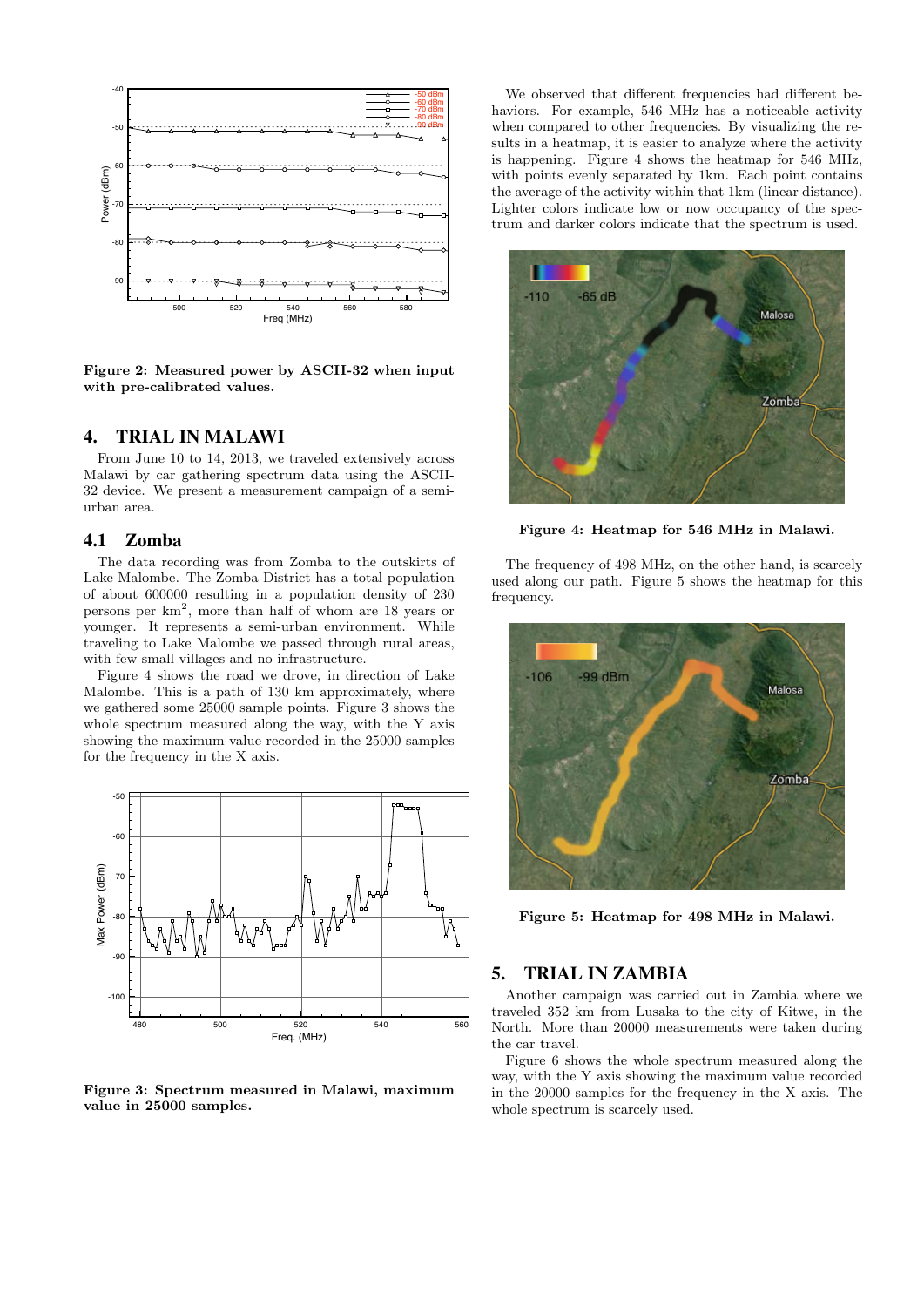Figure 2: Measured power by ASCII-32 when input with pre-calibrated values.

## 4. TRIAL IN MALAWI

From June 10 to 14, 2013, we traveled extensively across Malawi by car gathering spectrum data using the ASCII-32 device. We present a measurement campaign of a semi-urban area.

### 4.1 Zomba

The data recording was from Zomba to the outskirts of Lake Malombe. The Zomba District has a total population of about 600000 resulting in a population density of 230 persons per km$^2$, more than half of whom are 18 years or younger. It represents a semi-urban environment. While traveling to Lake Malombe we passed through rural areas, with few small villages and no infrastructure.

Figure 4 shows the road we drove, in direction of Lake Malombe. This is a path of 130 km approximately, where we gathered some 25000 sample points. Figure 3 shows the whole spectrum measured along the way, with the Y axis showing the maximum value recorded in the 25000 samples for the frequency in the X axis.

Figure 3: Spectrum measured in Malawi, maximum value in 25000 samples.

We observed that different frequencies had different behaviors. For example, 546 MHz has a noticeable activity when compared to other frequencies. By visualizing the results in a heatmap, it is easier to analyze where the activity is happening. Figure 4 shows the heatmap for 546 MHz, with points evenly separated by 1km. Each point contains the average of the activity within that 1km (linear distance). Lighter colors indicate low or now occupancy of the spectrum and darker colors indicate that the spectrum is used.

Figure 4: Heatmap for 546 MHz in Malawi.

The frequency of 498 MHz, on the other hand, is scarcely used along our path. Figure 5 shows the heatmap for this frequency.

Figure 5: Heatmap for 498 MHz in Malawi.

## 5. TRIAL IN ZAMBIA

Another campaign was carried out in Zambia where we traveled 352 km from Lusaka to the city of Kitwe, in the North. More than 20000 measurements were taken during the car travel.

Figure 6 shows the whole spectrum measured along the way, with the Y axis showing the maximum value recorded in the 20000 samples for the frequency in the X axis. The whole spectrum is scarcely used.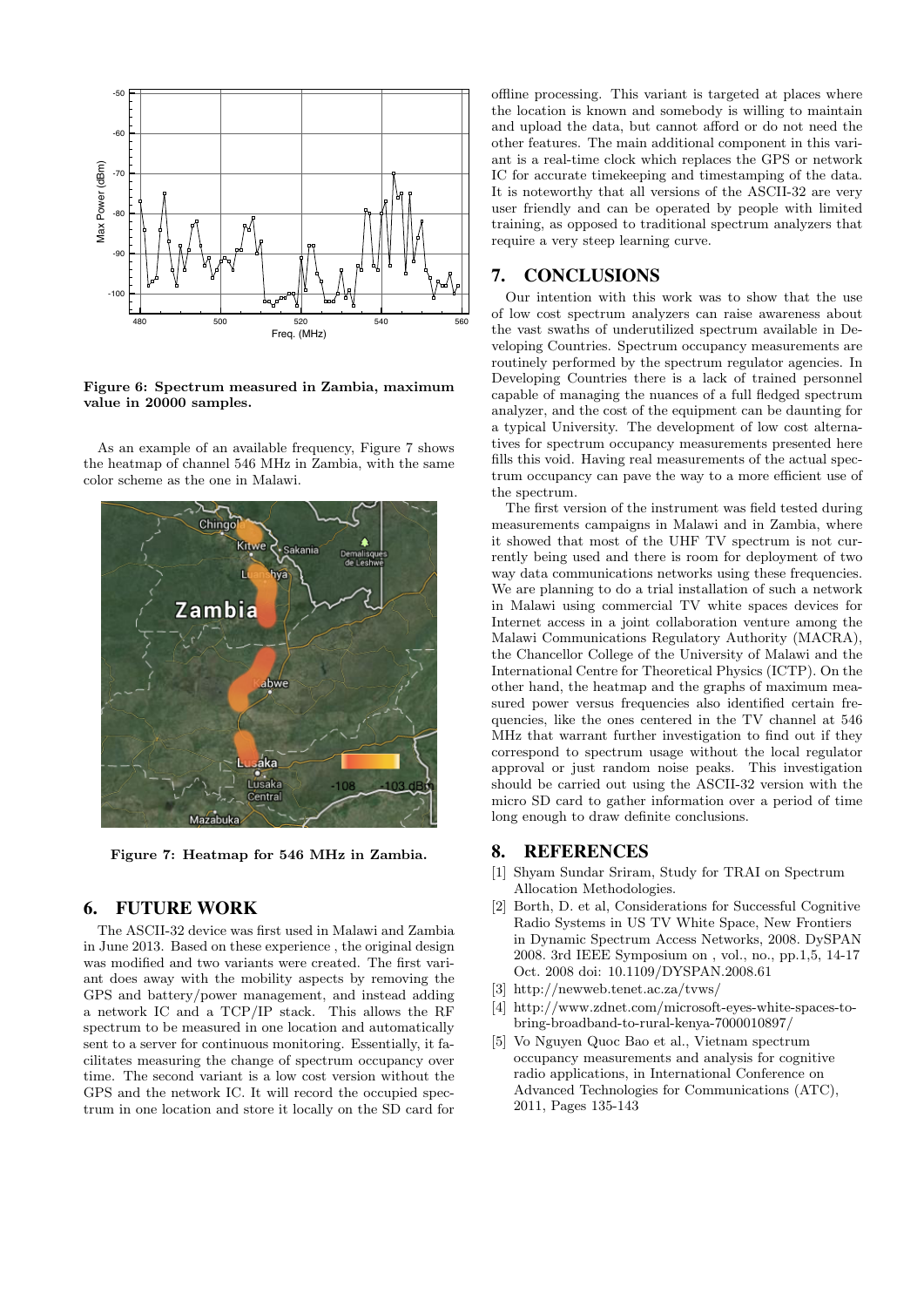-50
-60
-70
-80
-90
-100
Max Power (dBm)
480
500
520
540
560
Freq. (MHz)

**Figure 6: Spectrum measured in Zambia, maximum value in 20000 samples.**

As an example of an available frequency, Figure 7 shows the heatmap of channel 546 MHz in Zambia, with the same color scheme as the one in Malawi.

Chingola
Kitwe
Sakania
Demalisques de Leshwe
Luanshya
Zambia
Kabwe
Lusaka
Lusaka Central
Mazabuka
-108
-103 dBm

**Figure 7: Heatmap for 546 MHz in Zambia.**

## 6. FUTURE WORK

The ASCII-32 device was first used in Malawi and Zambia in June 2013. Based on these experience , the original design was modified and two variants were created. The first variant does away with the mobility aspects by removing the GPS and battery/power management, and instead adding a network IC and a TCP/IP stack. This allows the RF spectrum to be measured in one location and automatically sent to a server for continuous monitoring. Essentially, it facilitates measuring the change of spectrum occupancy over time. The second variant is a low cost version without the GPS and the network IC. It will record the occupied spectrum in one location and store it locally on the SD card for offline processing. This variant is targeted at places where the location is known and somebody is willing to maintain and upload the data, but cannot afford or do not need the other features. The main additional component in this variant is a real-time clock which replaces the GPS or network IC for accurate timekeeping and timestamping of the data. It is noteworthy that all versions of the ASCII-32 are very user friendly and can be operated by people with limited training, as opposed to traditional spectrum analyzers that require a very steep learning curve.

## 7. CONCLUSIONS

Our intention with this work was to show that the use of low cost spectrum analyzers can raise awareness about the vast swaths of underutilized spectrum available in Developing Countries. Spectrum occupancy measurements are routinely performed by the spectrum regulator agencies. In Developing Countries there is a lack of trained personnel capable of managing the nuances of a full fledged spectrum analyzer, and the cost of the equipment can be daunting for a typical University. The development of low cost alternatives for spectrum occupancy measurements presented here fills this void. Having real measurements of the actual spectrum occupancy can pave the way to a more efficient use of the spectrum.

The first version of the instrument was field tested during measurements campaigns in Malawi and in Zambia, where it showed that most of the UHF TV spectrum is not currently being used and there is room for deployment of two way data communications networks using these frequencies. We are planning to do a trial installation of such a network in Malawi using commercial TV white spaces devices for Internet access in a joint collaboration venture among the Malawi Communications Regulatory Authority (MACRA), the Chancellor College of the University of Malawi and the International Centre for Theoretical Physics (ICTP). On the other hand, the heatmap and the graphs of maximum measured power versus frequencies also identified certain frequencies, like the ones centered in the TV channel at 546 MHz that warrant further investigation to find out if they correspond to spectrum usage without the local regulator approval or just random noise peaks. This investigation should be carried out using the ASCII-32 version with the micro SD card to gather information over a period of time long enough to draw definite conclusions.

## 8. REFERENCES

[1] Shyam Sundar Sriram, Study for TRAI on Spectrum Allocation Methodologies.

[2] Borth, D. et al, Considerations for Successful Cognitive Radio Systems in US TV White Space, New Frontiers in Dynamic Spectrum Access Networks, 2008. DySPAN 2008. 3rd IEEE Symposium on , vol., no., pp.1,5, 14-17 Oct. 2008 doi: 10.1109/DYSPAN.2008.61

[3] http://newweb.tenet.ac.za/tvws/

[4] http://www.zdnet.com/microsoft-eyes-white-spaces-to-bring-broadband-to-rural-kenya-7000010897/

[5] Vo Nguyen Quoc Bao et al., Vietnam spectrum occupancy measurements and analysis for cognitive radio applications, in International Conference on Advanced Technologies for Communications (ATC), 2011, Pages 135-143